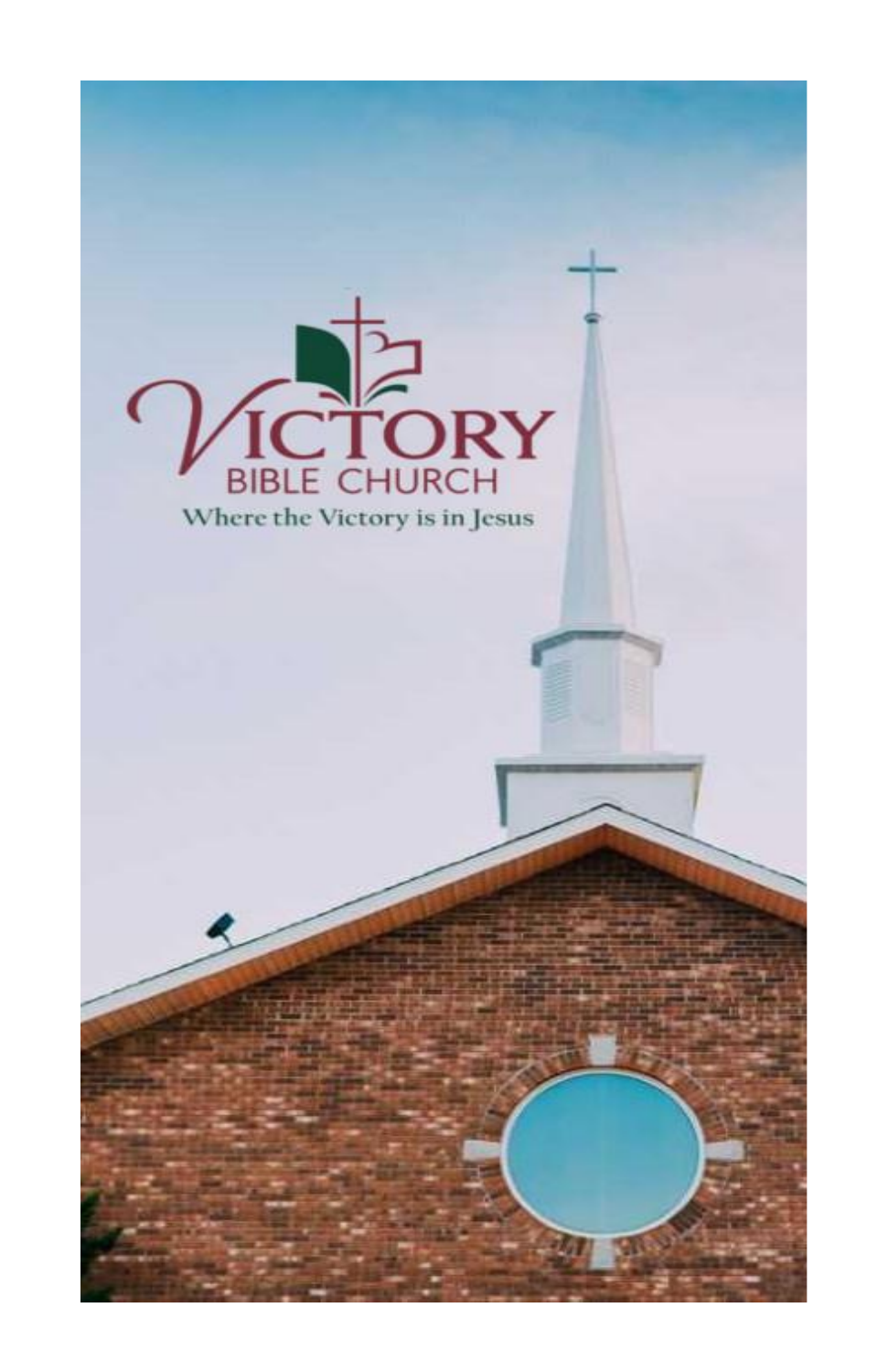# VICTORY
## BIBLE CHURCH

Where the Victory is in Jesus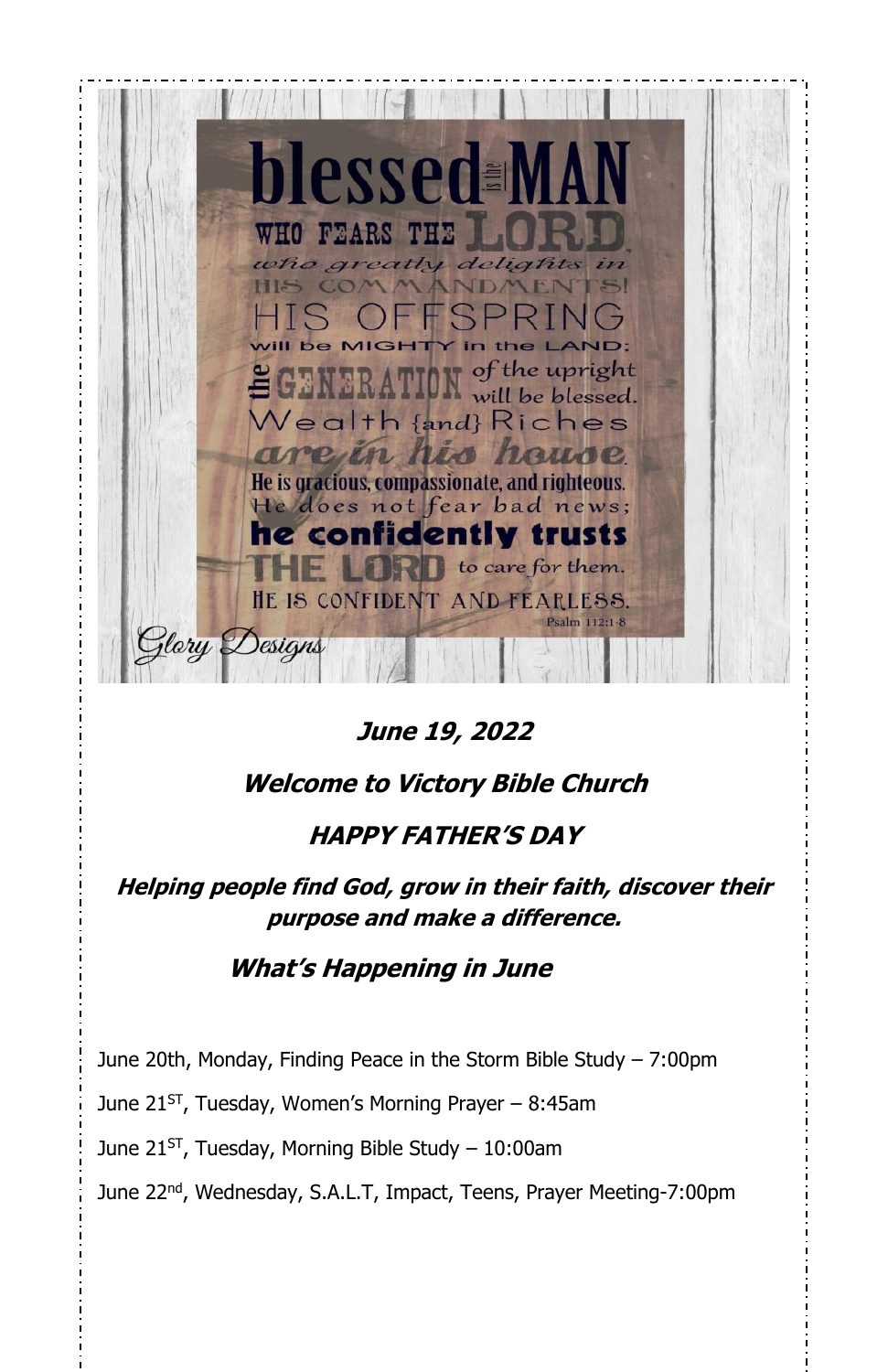blessed is the MAN WHO FEARS THE LORD, who greatly delights in HIS COMMANDMENTS! HIS OFFSPRING will be MIGHTY in the LAND; the GENERATION of the upright will be blessed. Wealth {and} Riches are in his house. He is gracious, compassionate, and righteous. He does not fear bad news; he confidently trusts THE LORD to care for them. HE IS CONFIDENT AND FEARLESS.

Psalm 112:1-8

Glory Designs

***June 19, 2022***

***Welcome to Victory Bible Church***

***HAPPY FATHER'S DAY***

***Helping people find God, grow in their faith, discover their purpose and make a difference.***

***What's Happening in June***

June 20th, Monday, Finding Peace in the Storm Bible Study – 7:00pm

June 21ST, Tuesday, Women's Morning Prayer – 8:45am

June 21ST, Tuesday, Morning Bible Study – 10:00am

June 22nd, Wednesday, S.A.L.T, Impact, Teens, Prayer Meeting-7:00pm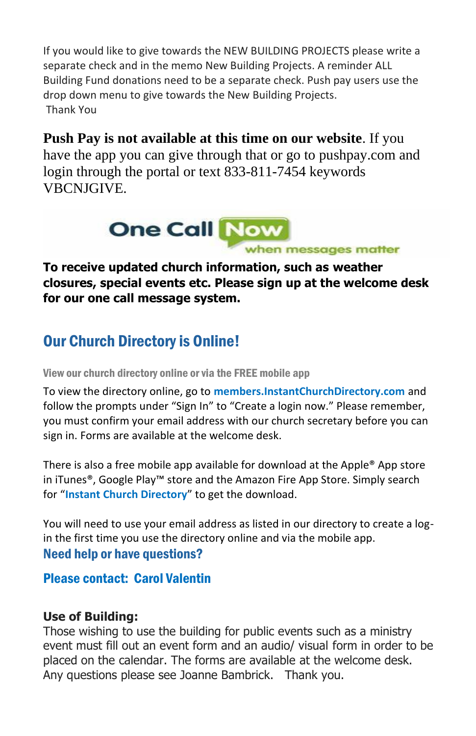If you would like to give towards the NEW BUILDING PROJECTS please write a separate check and in the memo New Building Projects. A reminder ALL Building Fund donations need to be a separate check. Push pay users use the drop down menu to give towards the New Building Projects.
Thank You

**Push Pay is not available at this time on our website**. If you have the app you can give through that or go to pushpay.com and login through the portal or text 833-811-7454 keywords VBCNJGIVE.

One Call Now
when messages matter

**To receive updated church information, such as weather closures, special events etc. Please sign up at the welcome desk for our one call message system.**

## Our Church Directory is Online!

**View our church directory online or via the FREE mobile app**

To view the directory online, go to **members.InstantChurchDirectory.com** and follow the prompts under “Sign In” to “Create a login now.” Please remember, you must confirm your email address with our church secretary before you can sign in. Forms are available at the welcome desk.

There is also a free mobile app available for download at the Apple® App store in iTunes®, Google Play™ store and the Amazon Fire App Store. Simply search for “**Instant Church Directory**” to get the download.

You will need to use your email address as listed in our directory to create a log-in the first time you use the directory online and via the mobile app.

### Need help or have questions?

### Please contact: Carol Valentin

**Use of Building:**
Those wishing to use the building for public events such as a ministry event must fill out an event form and an audio/ visual form in order to be placed on the calendar. The forms are available at the welcome desk. Any questions please see Joanne Bambrick. Thank you.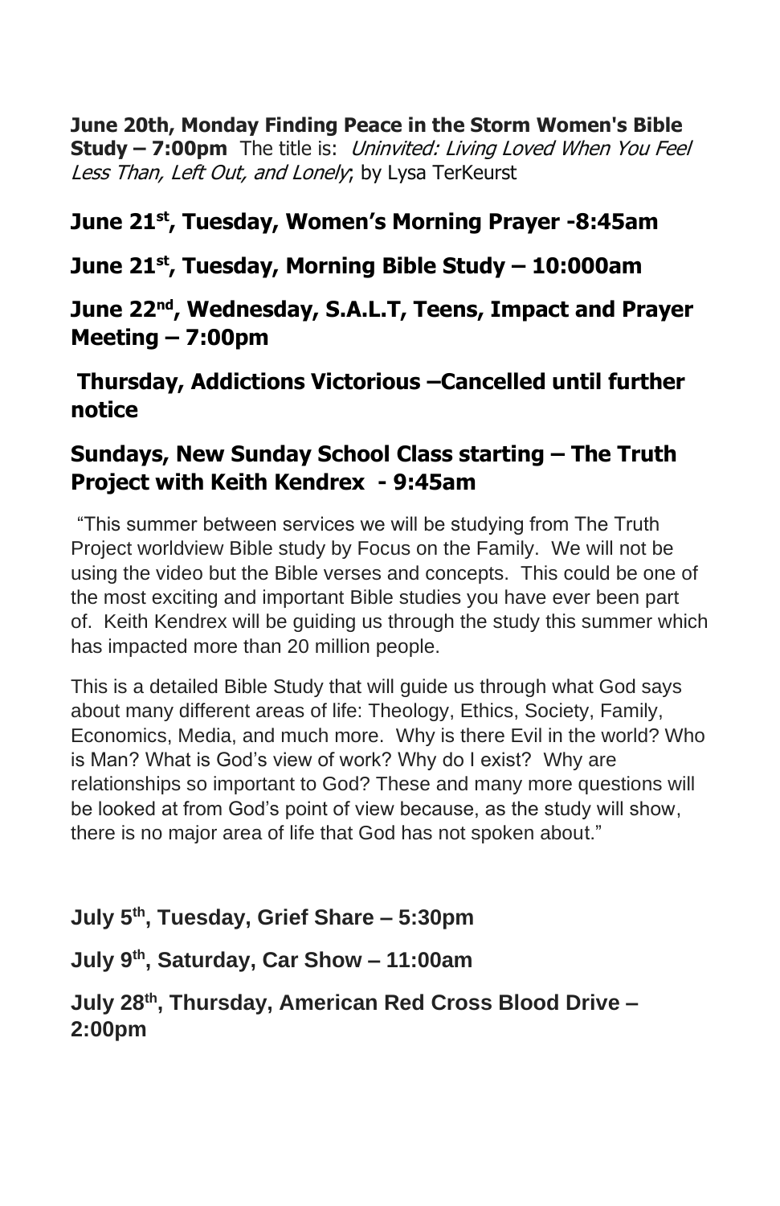**June 20th, Monday Finding Peace in the Storm Women's Bible Study – 7:00pm** The title is: *Uninvited: Living Loved When You Feel Less Than, Left Out, and Lonely*; by Lysa TerKeurst

**June 21st, Tuesday, Women's Morning Prayer -8:45am**

**June 21st, Tuesday, Morning Bible Study – 10:000am**

**June 22nd, Wednesday, S.A.L.T, Teens, Impact and Prayer Meeting – 7:00pm**

**Thursday, Addictions Victorious –Cancelled until further notice**

**Sundays, New Sunday School Class starting – The Truth Project with Keith Kendrex - 9:45am**

"This summer between services we will be studying from The Truth Project worldview Bible study by Focus on the Family. We will not be using the video but the Bible verses and concepts. This could be one of the most exciting and important Bible studies you have ever been part of. Keith Kendrex will be guiding us through the study this summer which has impacted more than 20 million people.

This is a detailed Bible Study that will guide us through what God says about many different areas of life: Theology, Ethics, Society, Family, Economics, Media, and much more. Why is there Evil in the world? Who is Man? What is God's view of work? Why do I exist? Why are relationships so important to God? These and many more questions will be looked at from God's point of view because, as the study will show, there is no major area of life that God has not spoken about."

**July 5th, Tuesday, Grief Share – 5:30pm**

**July 9th, Saturday, Car Show – 11:00am**

**July 28th, Thursday, American Red Cross Blood Drive – 2:00pm**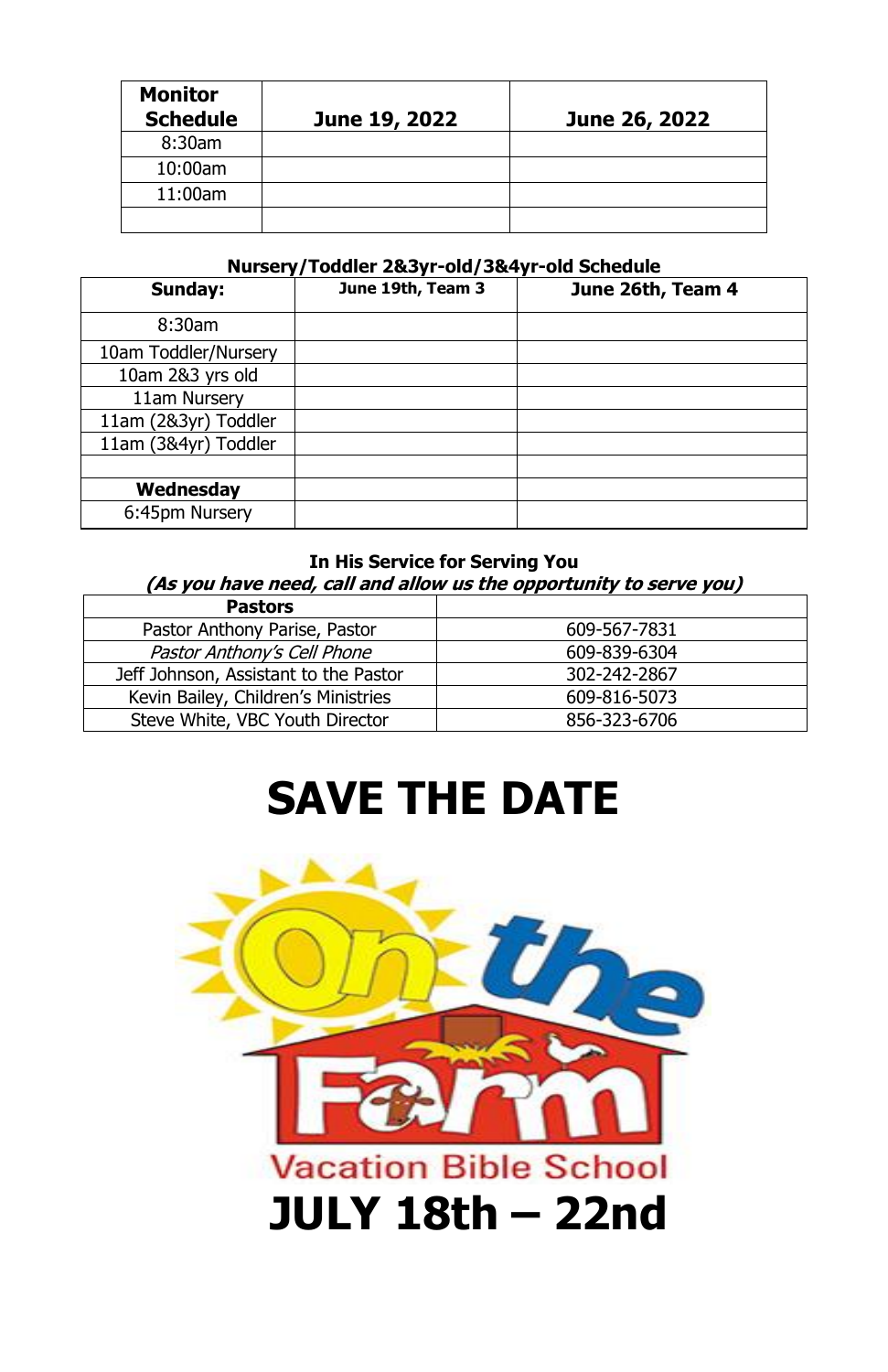| Monitor Schedule | June 19, 2022 | June 26, 2022 |
|---|---|---|
| 8:30am | | |
| 10:00am | | |
| 11:00am | | |
| | | |

**Nursery/Toddler 2&3yr-old/3&4yr-old Schedule**

| Sunday: | June 19th, Team 3 | June 26th, Team 4 |
|---|---|---|
| 8:30am | | |
| 10am Toddler/Nursery | | |
| 10am 2&3 yrs old | | |
| 11am Nursery | | |
| 11am (2&3yr) Toddler | | |
| 11am (3&4yr) Toddler | | |
| | | |
| **Wednesday** | | |
| 6:45pm Nursery | | |

**In His Service for Serving You**

***(As you have need, call and allow us the opportunity to serve you)***

| Pastors | |
|---|---|
| Pastor Anthony Parise, Pastor | 609-567-7831 |
| *Pastor Anthony's Cell Phone* | 609-839-6304 |
| Jeff Johnson, Assistant to the Pastor | 302-242-2867 |
| Kevin Bailey, Children's Ministries | 609-816-5073 |
| Steve White, VBC Youth Director | 856-323-6706 |

# SAVE THE DATE

On the Farm

Vacation Bible School

# JULY 18th – 22nd